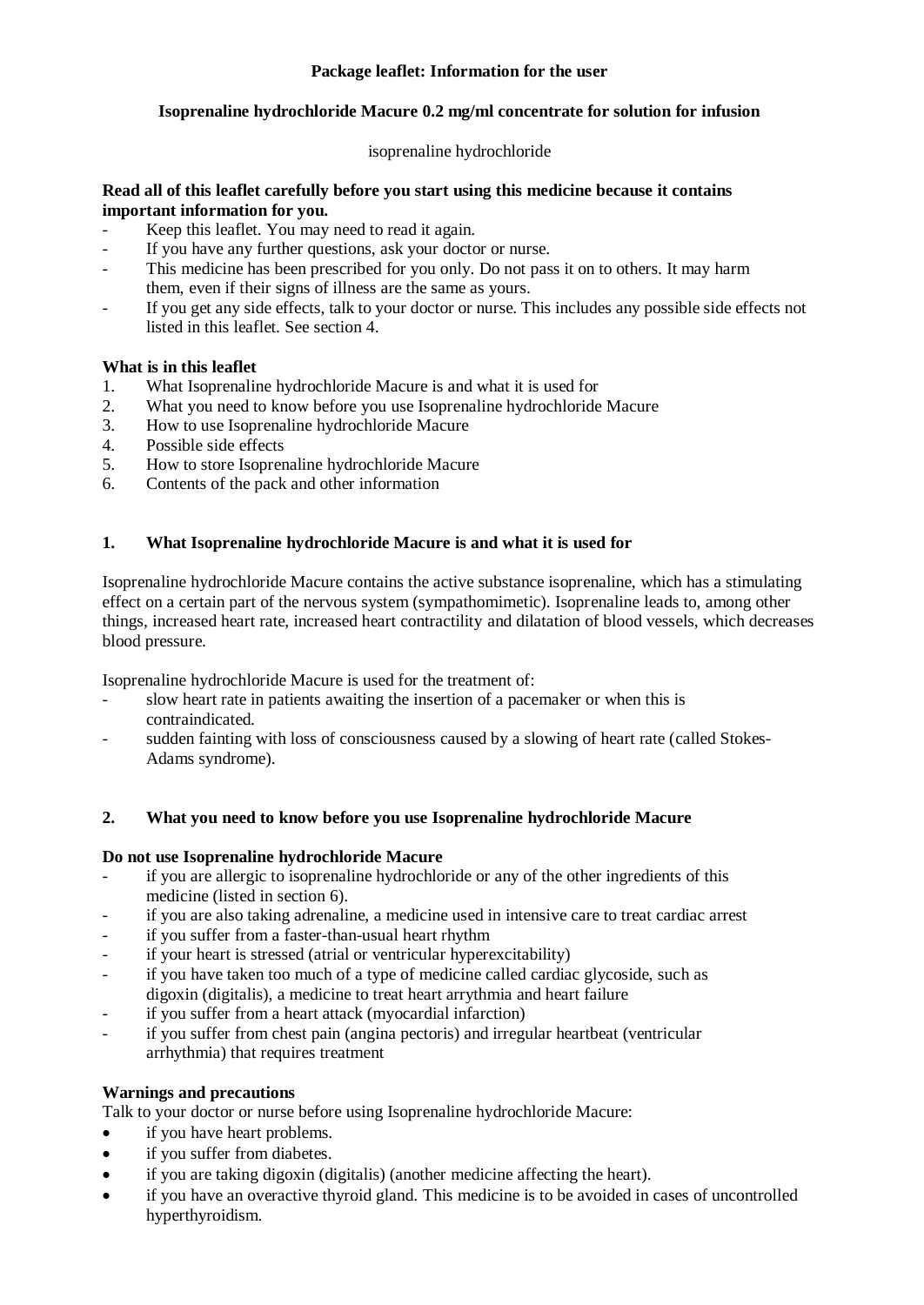**Package leaflet: Information for the user**

**Isoprenaline hydrochloride Macure 0.2 mg/ml concentrate for solution for infusion**

isoprenaline hydrochloride

**Read all of this leaflet carefully before you start using this medicine because it contains important information for you.**

- Keep this leaflet. You may need to read it again.
- If you have any further questions, ask your doctor or nurse.
- This medicine has been prescribed for you only. Do not pass it on to others. It may harm them, even if their signs of illness are the same as yours.
- If you get any side effects, talk to your doctor or nurse. This includes any possible side effects not listed in this leaflet. See section 4.

**What is in this leaflet**

1. What Isoprenaline hydrochloride Macure is and what it is used for
2. What you need to know before you use Isoprenaline hydrochloride Macure
3. How to use Isoprenaline hydrochloride Macure
4. Possible side effects
5. How to store Isoprenaline hydrochloride Macure
6. Contents of the pack and other information

## 1. What Isoprenaline hydrochloride Macure is and what it is used for

Isoprenaline hydrochloride Macure contains the active substance isoprenaline, which has a stimulating effect on a certain part of the nervous system (sympathomimetic). Isoprenaline leads to, among other things, increased heart rate, increased heart contractility and dilatation of blood vessels, which decreases blood pressure.

Isoprenaline hydrochloride Macure is used for the treatment of:

- slow heart rate in patients awaiting the insertion of a pacemaker or when this is contraindicated.
- sudden fainting with loss of consciousness caused by a slowing of heart rate (called Stokes-Adams syndrome).

## 2. What you need to know before you use Isoprenaline hydrochloride Macure

**Do not use Isoprenaline hydrochloride Macure**

- if you are allergic to isoprenaline hydrochloride or any of the other ingredients of this medicine (listed in section 6).
- if you are also taking adrenaline, a medicine used in intensive care to treat cardiac arrest
- if you suffer from a faster-than-usual heart rhythm
- if your heart is stressed (atrial or ventricular hyperexcitability)
- if you have taken too much of a type of medicine called cardiac glycoside, such as digoxin (digitalis), a medicine to treat heart arrythmia and heart failure
- if you suffer from a heart attack (myocardial infarction)
- if you suffer from chest pain (angina pectoris) and irregular heartbeat (ventricular arrhythmia) that requires treatment

**Warnings and precautions**

Talk to your doctor or nurse before using Isoprenaline hydrochloride Macure:

- if you have heart problems.
- if you suffer from diabetes.
- if you are taking digoxin (digitalis) (another medicine affecting the heart).
- if you have an overactive thyroid gland. This medicine is to be avoided in cases of uncontrolled hyperthyroidism.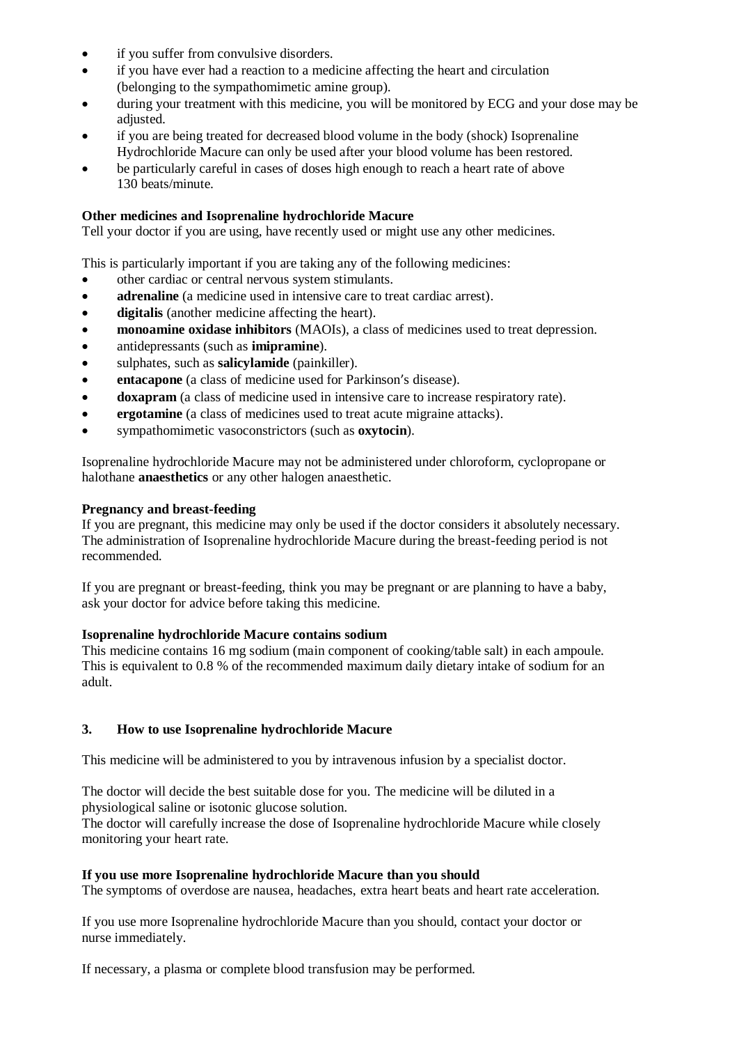- if you suffer from convulsive disorders.
- if you have ever had a reaction to a medicine affecting the heart and circulation (belonging to the sympathomimetic amine group).
- during your treatment with this medicine, you will be monitored by ECG and your dose may be adjusted.
- if you are being treated for decreased blood volume in the body (shock) Isoprenaline Hydrochloride Macure can only be used after your blood volume has been restored.
- be particularly careful in cases of doses high enough to reach a heart rate of above 130 beats/minute.

**Other medicines and Isoprenaline hydrochloride Macure**

Tell your doctor if you are using, have recently used or might use any other medicines.

This is particularly important if you are taking any of the following medicines:

- other cardiac or central nervous system stimulants.
- **adrenaline** (a medicine used in intensive care to treat cardiac arrest).
- **digitalis** (another medicine affecting the heart).
- **monoamine oxidase inhibitors** (MAOIs), a class of medicines used to treat depression.
- antidepressants (such as **imipramine**).
- sulphates, such as **salicylamide** (painkiller).
- **entacapone** (a class of medicine used for Parkinson's disease).
- **doxapram** (a class of medicine used in intensive care to increase respiratory rate).
- **ergotamine** (a class of medicines used to treat acute migraine attacks).
- sympathomimetic vasoconstrictors (such as **oxytocin**).

Isoprenaline hydrochloride Macure may not be administered under chloroform, cyclopropane or halothane **anaesthetics** or any other halogen anaesthetic.

**Pregnancy and breast-feeding**

If you are pregnant, this medicine may only be used if the doctor considers it absolutely necessary. The administration of Isoprenaline hydrochloride Macure during the breast-feeding period is not recommended.

If you are pregnant or breast-feeding, think you may be pregnant or are planning to have a baby, ask your doctor for advice before taking this medicine.

**Isoprenaline hydrochloride Macure contains sodium**

This medicine contains 16 mg sodium (main component of cooking/table salt) in each ampoule. This is equivalent to 0.8 % of the recommended maximum daily dietary intake of sodium for an adult.

## 3. How to use Isoprenaline hydrochloride Macure

This medicine will be administered to you by intravenous infusion by a specialist doctor.

The doctor will decide the best suitable dose for you. The medicine will be diluted in a physiological saline or isotonic glucose solution.
The doctor will carefully increase the dose of Isoprenaline hydrochloride Macure while closely monitoring your heart rate.

**If you use more Isoprenaline hydrochloride Macure than you should**

The symptoms of overdose are nausea, headaches, extra heart beats and heart rate acceleration.

If you use more Isoprenaline hydrochloride Macure than you should, contact your doctor or nurse immediately.

If necessary, a plasma or complete blood transfusion may be performed.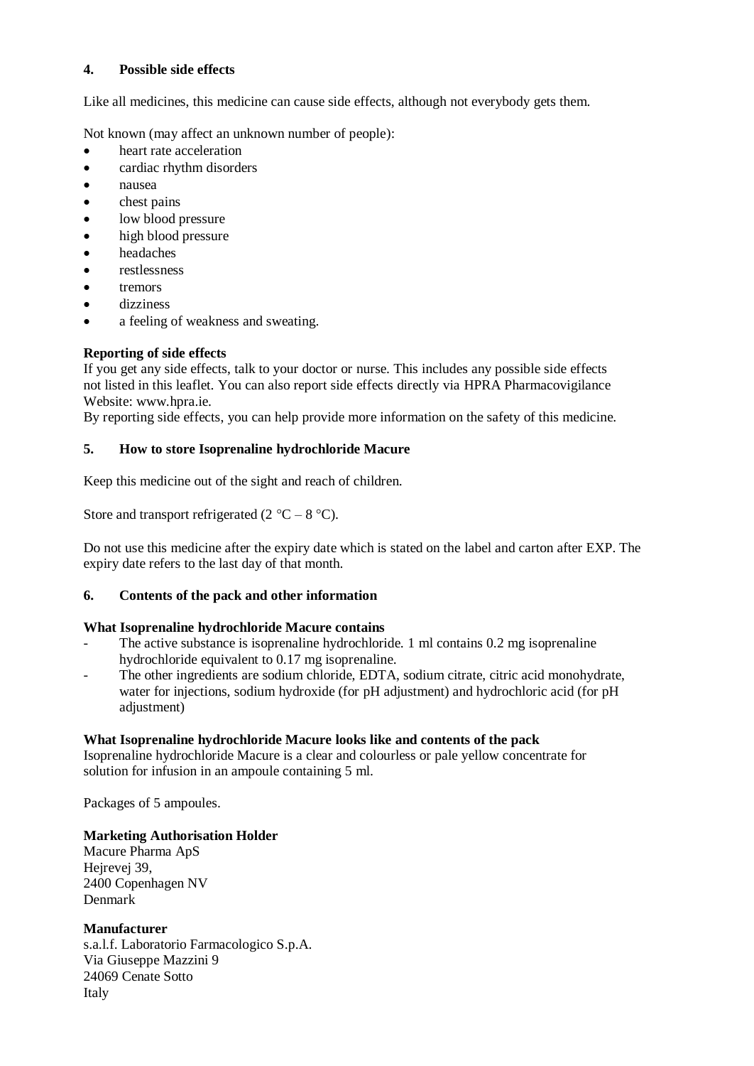## 4. Possible side effects

Like all medicines, this medicine can cause side effects, although not everybody gets them.

Not known (may affect an unknown number of people):

- heart rate acceleration
- cardiac rhythm disorders
- nausea
- chest pains
- low blood pressure
- high blood pressure
- headaches
- restlessness
- tremors
- dizziness
- a feeling of weakness and sweating.

**Reporting of side effects**

If you get any side effects, talk to your doctor or nurse. This includes any possible side effects not listed in this leaflet. You can also report side effects directly via HPRA Pharmacovigilance Website: www.hpra.ie.

By reporting side effects, you can help provide more information on the safety of this medicine.

## 5. How to store Isoprenaline hydrochloride Macure

Keep this medicine out of the sight and reach of children.

Store and transport refrigerated (2 °C – 8 °C).

Do not use this medicine after the expiry date which is stated on the label and carton after EXP. The expiry date refers to the last day of that month.

## 6. Contents of the pack and other information

**What Isoprenaline hydrochloride Macure contains**

- The active substance is isoprenaline hydrochloride. 1 ml contains 0.2 mg isoprenaline hydrochloride equivalent to 0.17 mg isoprenaline.
- The other ingredients are sodium chloride, EDTA, sodium citrate, citric acid monohydrate, water for injections, sodium hydroxide (for pH adjustment) and hydrochloric acid (for pH adjustment)

**What Isoprenaline hydrochloride Macure looks like and contents of the pack**

Isoprenaline hydrochloride Macure is a clear and colourless or pale yellow concentrate for solution for infusion in an ampoule containing 5 ml.

Packages of 5 ampoules.

**Marketing Authorisation Holder**

Macure Pharma ApS
Hejrevej 39,
2400 Copenhagen NV
Denmark

**Manufacturer**

s.a.l.f. Laboratorio Farmacologico S.p.A.
Via Giuseppe Mazzini 9
24069 Cenate Sotto
Italy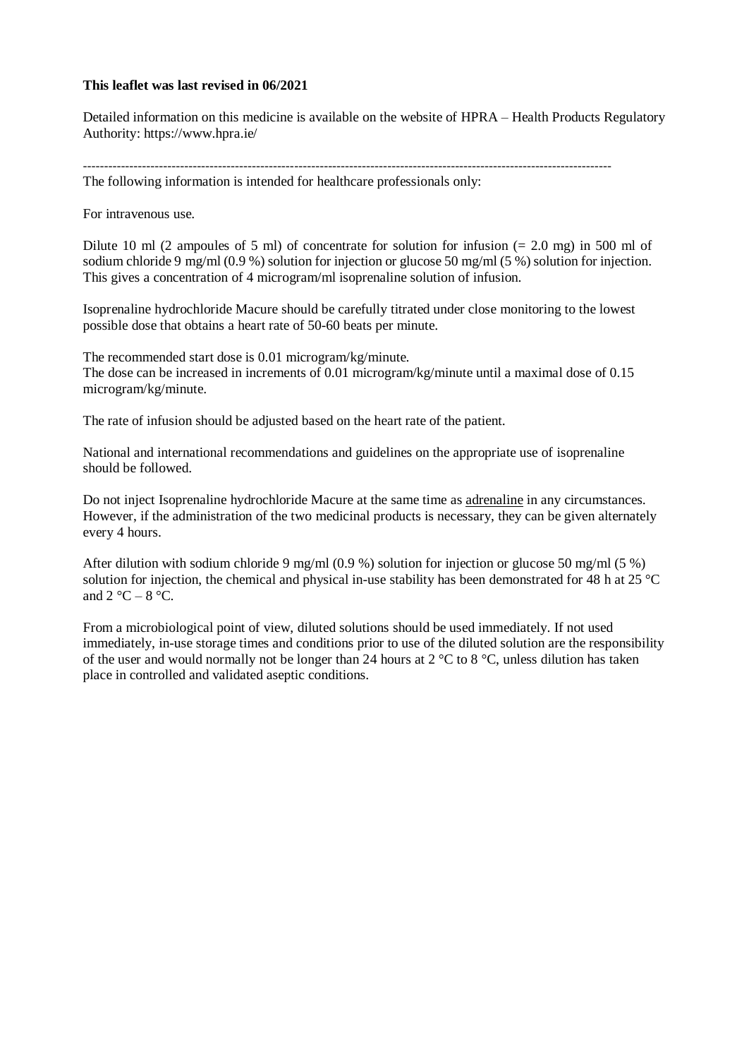**This leaflet was last revised in 06/2021**

Detailed information on this medicine is available on the website of HPRA – Health Products Regulatory Authority: https://www.hpra.ie/

---

The following information is intended for healthcare professionals only:

For intravenous use.

Dilute 10 ml (2 ampoules of 5 ml) of concentrate for solution for infusion (= 2.0 mg) in 500 ml of sodium chloride 9 mg/ml (0.9 %) solution for injection or glucose 50 mg/ml (5 %) solution for injection. This gives a concentration of 4 microgram/ml isoprenaline solution of infusion.

Isoprenaline hydrochloride Macure should be carefully titrated under close monitoring to the lowest possible dose that obtains a heart rate of 50-60 beats per minute.

The recommended start dose is 0.01 microgram/kg/minute.
The dose can be increased in increments of 0.01 microgram/kg/minute until a maximal dose of 0.15 microgram/kg/minute.

The rate of infusion should be adjusted based on the heart rate of the patient.

National and international recommendations and guidelines on the appropriate use of isoprenaline should be followed.

Do not inject Isoprenaline hydrochloride Macure at the same time as adrenaline in any circumstances. However, if the administration of the two medicinal products is necessary, they can be given alternately every 4 hours.

After dilution with sodium chloride 9 mg/ml (0.9 %) solution for injection or glucose 50 mg/ml (5 %) solution for injection, the chemical and physical in-use stability has been demonstrated for 48 h at 25 °C and 2 °C – 8 °C.

From a microbiological point of view, diluted solutions should be used immediately. If not used immediately, in-use storage times and conditions prior to use of the diluted solution are the responsibility of the user and would normally not be longer than 24 hours at 2 °C to 8 °C, unless dilution has taken place in controlled and validated aseptic conditions.